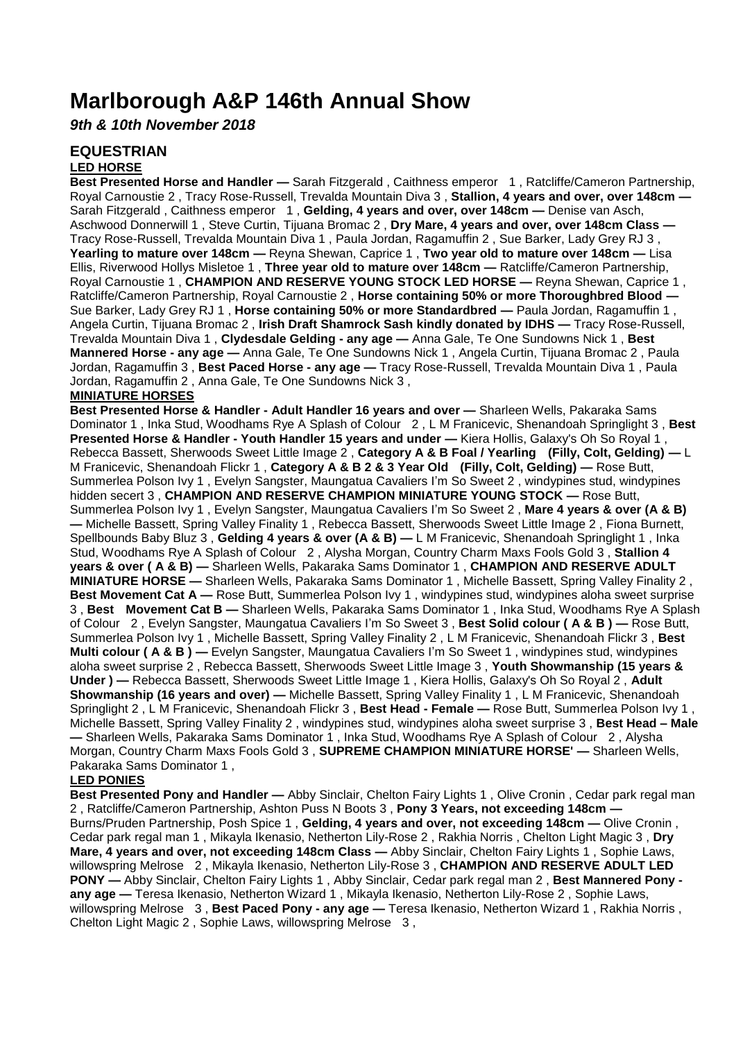# Marlborough A&P 146th Annual Show

***9th & 10th November 2018***

## EQUESTRIAN

**LED HORSE**

**Best Presented Horse and Handler —** Sarah Fitzgerald , Caithness emperor 1 , Ratcliffe/Cameron Partnership, Royal Carnoustie 2 , Tracy Rose-Russell, Trevalda Mountain Diva 3 , **Stallion, 4 years and over, over 148cm —** Sarah Fitzgerald , Caithness emperor 1 , **Gelding, 4 years and over, over 148cm —** Denise van Asch, Aschwood Donnerwill 1 , Steve Curtin, Tijuana Bromac 2 , **Dry Mare, 4 years and over, over 148cm Class —** Tracy Rose-Russell, Trevalda Mountain Diva 1 , Paula Jordan, Ragamuffin 2 , Sue Barker, Lady Grey RJ 3 , **Yearling to mature over 148cm —** Reyna Shewan, Caprice 1 , **Two year old to mature over 148cm —** Lisa Ellis, Riverwood Hollys Misletoe 1 , **Three year old to mature over 148cm —** Ratcliffe/Cameron Partnership, Royal Carnoustie 1 , **CHAMPION AND RESERVE YOUNG STOCK LED HORSE —** Reyna Shewan, Caprice 1 , Ratcliffe/Cameron Partnership, Royal Carnoustie 2 , **Horse containing 50% or more Thoroughbred Blood —** Sue Barker, Lady Grey RJ 1 , **Horse containing 50% or more Standardbred —** Paula Jordan, Ragamuffin 1 , Angela Curtin, Tijuana Bromac 2 , **Irish Draft Shamrock Sash kindly donated by IDHS —** Tracy Rose-Russell, Trevalda Mountain Diva 1 , **Clydesdale Gelding - any age —** Anna Gale, Te One Sundowns Nick 1 , **Best Mannered Horse - any age —** Anna Gale, Te One Sundowns Nick 1 , Angela Curtin, Tijuana Bromac 2 , Paula Jordan, Ragamuffin 3 , **Best Paced Horse - any age —** Tracy Rose-Russell, Trevalda Mountain Diva 1 , Paula Jordan, Ragamuffin 2 , Anna Gale, Te One Sundowns Nick 3 ,

**MINIATURE HORSES**

**Best Presented Horse & Handler - Adult Handler 16 years and over —** Sharleen Wells, Pakaraka Sams Dominator 1 , Inka Stud, Woodhams Rye A Splash of Colour 2 , L M Franicevic, Shenandoah Springlight 3 , **Best Presented Horse & Handler - Youth Handler 15 years and under —** Kiera Hollis, Galaxy's Oh So Royal 1 , Rebecca Bassett, Sherwoods Sweet Little Image 2 , **Category A & B Foal / Yearling (Filly, Colt, Gelding) —** L M Franicevic, Shenandoah Flickr 1 , **Category A & B 2 & 3 Year Old (Filly, Colt, Gelding) —** Rose Butt, Summerlea Polson Ivy 1 , Evelyn Sangster, Maungatua Cavaliers I'm So Sweet 2 , windypines stud, windypines hidden secert 3 , **CHAMPION AND RESERVE CHAMPION MINIATURE YOUNG STOCK —** Rose Butt, Summerlea Polson Ivy 1 , Evelyn Sangster, Maungatua Cavaliers I'm So Sweet 2 , **Mare 4 years & over (A & B) —** Michelle Bassett, Spring Valley Finality 1 , Rebecca Bassett, Sherwoods Sweet Little Image 2 , Fiona Burnett, Spellbounds Baby Bluz 3 , **Gelding 4 years & over (A & B) —** L M Franicevic, Shenandoah Springlight 1 , Inka Stud, Woodhams Rye A Splash of Colour 2 , Alysha Morgan, Country Charm Maxs Fools Gold 3 , **Stallion 4 years & over ( A & B) —** Sharleen Wells, Pakaraka Sams Dominator 1 , **CHAMPION AND RESERVE ADULT MINIATURE HORSE —** Sharleen Wells, Pakaraka Sams Dominator 1 , Michelle Bassett, Spring Valley Finality 2 , **Best Movement Cat A —** Rose Butt, Summerlea Polson Ivy 1 , windypines stud, windypines aloha sweet surprise 3 , **Best Movement Cat B —** Sharleen Wells, Pakaraka Sams Dominator 1 , Inka Stud, Woodhams Rye A Splash of Colour 2 , Evelyn Sangster, Maungatua Cavaliers I'm So Sweet 3 , **Best Solid colour ( A & B ) —** Rose Butt, Summerlea Polson Ivy 1 , Michelle Bassett, Spring Valley Finality 2 , L M Franicevic, Shenandoah Flickr 3 , **Best Multi colour ( A & B ) —** Evelyn Sangster, Maungatua Cavaliers I'm So Sweet 1 , windypines stud, windypines aloha sweet surprise 2 , Rebecca Bassett, Sherwoods Sweet Little Image 3 , **Youth Showmanship (15 years & Under ) —** Rebecca Bassett, Sherwoods Sweet Little Image 1 , Kiera Hollis, Galaxy's Oh So Royal 2 , **Adult Showmanship (16 years and over) —** Michelle Bassett, Spring Valley Finality 1 , L M Franicevic, Shenandoah Springlight 2 , L M Franicevic, Shenandoah Flickr 3 , **Best Head - Female —** Rose Butt, Summerlea Polson Ivy 1 , Michelle Bassett, Spring Valley Finality 2 , windypines stud, windypines aloha sweet surprise 3 , **Best Head – Male —** Sharleen Wells, Pakaraka Sams Dominator 1 , Inka Stud, Woodhams Rye A Splash of Colour 2 , Alysha Morgan, Country Charm Maxs Fools Gold 3 , **SUPREME CHAMPION MINIATURE HORSE' —** Sharleen Wells, Pakaraka Sams Dominator 1 ,

**LED PONIES**

**Best Presented Pony and Handler —** Abby Sinclair, Chelton Fairy Lights 1 , Olive Cronin , Cedar park regal man 2 , Ratcliffe/Cameron Partnership, Ashton Puss N Boots 3 , **Pony 3 Years, not exceeding 148cm —** Burns/Pruden Partnership, Posh Spice 1 , **Gelding, 4 years and over, not exceeding 148cm —** Olive Cronin , Cedar park regal man 1 , Mikayla Ikenasio, Netherton Lily-Rose 2 , Rakhia Norris , Chelton Light Magic 3 , **Dry Mare, 4 years and over, not exceeding 148cm Class —** Abby Sinclair, Chelton Fairy Lights 1 , Sophie Laws, willowspring Melrose 2 , Mikayla Ikenasio, Netherton Lily-Rose 3 , **CHAMPION AND RESERVE ADULT LED PONY —** Abby Sinclair, Chelton Fairy Lights 1 , Abby Sinclair, Cedar park regal man 2 , **Best Mannered Pony - any age —** Teresa Ikenasio, Netherton Wizard 1 , Mikayla Ikenasio, Netherton Lily-Rose 2 , Sophie Laws, willowspring Melrose 3 , **Best Paced Pony - any age —** Teresa Ikenasio, Netherton Wizard 1 , Rakhia Norris , Chelton Light Magic 2 , Sophie Laws, willowspring Melrose 3 ,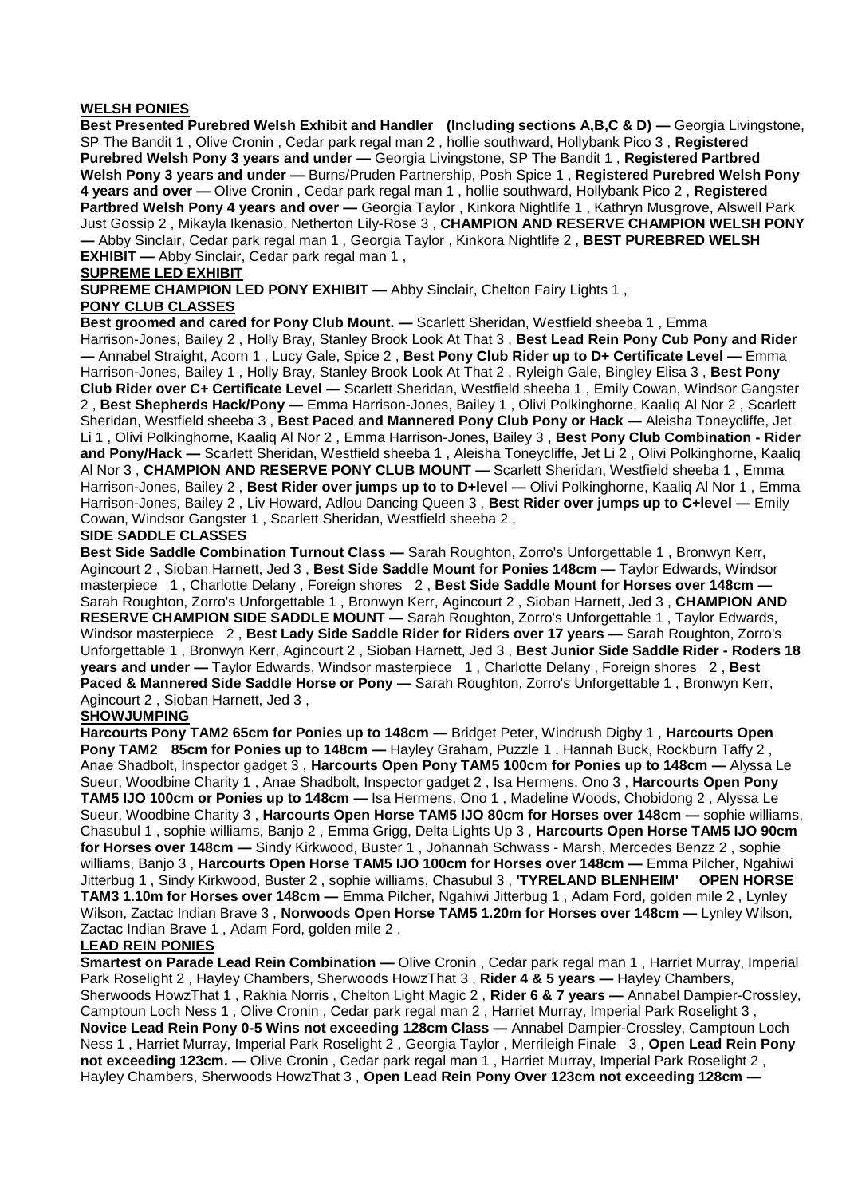**WELSH PONIES**

**Best Presented Purebred Welsh Exhibit and Handler (Including sections A,B,C & D) —** Georgia Livingstone, SP The Bandit 1 , Olive Cronin , Cedar park regal man 2 , hollie southward, Hollybank Pico 3 , **Registered Purebred Welsh Pony 3 years and under —** Georgia Livingstone, SP The Bandit 1 , **Registered Partbred Welsh Pony 3 years and under —** Burns/Pruden Partnership, Posh Spice 1 , **Registered Purebred Welsh Pony 4 years and over —** Olive Cronin , Cedar park regal man 1 , hollie southward, Hollybank Pico 2 , **Registered Partbred Welsh Pony 4 years and over —** Georgia Taylor , Kinkora Nightlife 1 , Kathryn Musgrove, Alswell Park Just Gossip 2 , Mikayla Ikenasio, Netherton Lily-Rose 3 , **CHAMPION AND RESERVE CHAMPION WELSH PONY —** Abby Sinclair, Cedar park regal man 1 , Georgia Taylor , Kinkora Nightlife 2 , **BEST PUREBRED WELSH EXHIBIT —** Abby Sinclair, Cedar park regal man 1 ,

**SUPREME LED EXHIBIT**

**SUPREME CHAMPION LED PONY EXHIBIT —** Abby Sinclair, Chelton Fairy Lights 1 ,

**PONY CLUB CLASSES**

**Best groomed and cared for Pony Club Mount. —** Scarlett Sheridan, Westfield sheeba 1 , Emma Harrison-Jones, Bailey 2 , Holly Bray, Stanley Brook Look At That 3 , **Best Lead Rein Pony Cub Pony and Rider —** Annabel Straight, Acorn 1 , Lucy Gale, Spice 2 , **Best Pony Club Rider up to D+ Certificate Level —** Emma Harrison-Jones, Bailey 1 , Holly Bray, Stanley Brook Look At That 2 , Ryleigh Gale, Bingley Elisa 3 , **Best Pony Club Rider over C+ Certificate Level —** Scarlett Sheridan, Westfield sheeba 1 , Emily Cowan, Windsor Gangster 2 , **Best Shepherds Hack/Pony —** Emma Harrison-Jones, Bailey 1 , Olivi Polkinghorne, Kaaliq Al Nor 2 , Scarlett Sheridan, Westfield sheeba 3 , **Best Paced and Mannered Pony Club Pony or Hack —** Aleisha Toneycliffe, Jet Li 1 , Olivi Polkinghorne, Kaaliq Al Nor 2 , Emma Harrison-Jones, Bailey 3 , **Best Pony Club Combination - Rider and Pony/Hack —** Scarlett Sheridan, Westfield sheeba 1 , Aleisha Toneycliffe, Jet Li 2 , Olivi Polkinghorne, Kaaliq Al Nor 3 , **CHAMPION AND RESERVE PONY CLUB MOUNT —** Scarlett Sheridan, Westfield sheeba 1 , Emma Harrison-Jones, Bailey 2 , **Best Rider over jumps up to to D+level —** Olivi Polkinghorne, Kaaliq Al Nor 1 , Emma Harrison-Jones, Bailey 2 , Liv Howard, Adlou Dancing Queen 3 , **Best Rider over jumps up to C+level —** Emily Cowan, Windsor Gangster 1 , Scarlett Sheridan, Westfield sheeba 2 ,

**SIDE SADDLE CLASSES**

**Best Side Saddle Combination Turnout Class —** Sarah Roughton, Zorro's Unforgettable 1 , Bronwyn Kerr, Agincourt 2 , Sioban Harnett, Jed 3 , **Best Side Saddle Mount for Ponies 148cm —** Taylor Edwards, Windsor masterpiece 1 , Charlotte Delany , Foreign shores 2 , **Best Side Saddle Mount for Horses over 148cm —** Sarah Roughton, Zorro's Unforgettable 1 , Bronwyn Kerr, Agincourt 2 , Sioban Harnett, Jed 3 , **CHAMPION AND RESERVE CHAMPION SIDE SADDLE MOUNT —** Sarah Roughton, Zorro's Unforgettable 1 , Taylor Edwards, Windsor masterpiece 2 , **Best Lady Side Saddle Rider for Riders over 17 years —** Sarah Roughton, Zorro's Unforgettable 1 , Bronwyn Kerr, Agincourt 2 , Sioban Harnett, Jed 3 , **Best Junior Side Saddle Rider - Roders 18 years and under —** Taylor Edwards, Windsor masterpiece 1 , Charlotte Delany , Foreign shores 2 , **Best Paced & Mannered Side Saddle Horse or Pony —** Sarah Roughton, Zorro's Unforgettable 1 , Bronwyn Kerr, Agincourt 2 , Sioban Harnett, Jed 3 ,

**SHOWJUMPING**

**Harcourts Pony TAM2 65cm for Ponies up to 148cm —** Bridget Peter, Windrush Digby 1 , **Harcourts Open Pony TAM2 85cm for Ponies up to 148cm —** Hayley Graham, Puzzle 1 , Hannah Buck, Rockburn Taffy 2 , Anae Shadbolt, Inspector gadget 3 , **Harcourts Open Pony TAM5 100cm for Ponies up to 148cm —** Alyssa Le Sueur, Woodbine Charity 1 , Anae Shadbolt, Inspector gadget 2 , Isa Hermens, Ono 3 , **Harcourts Open Pony TAM5 IJO 100cm or Ponies up to 148cm —** Isa Hermens, Ono 1 , Madeline Woods, Chobidong 2 , Alyssa Le Sueur, Woodbine Charity 3 , **Harcourts Open Horse TAM5 IJO 80cm for Horses over 148cm —** sophie williams, Chasubul 1 , sophie williams, Banjo 2 , Emma Grigg, Delta Lights Up 3 , **Harcourts Open Horse TAM5 IJO 90cm for Horses over 148cm —** Sindy Kirkwood, Buster 1 , Johannah Schwass - Marsh, Mercedes Benzz 2 , sophie williams, Banjo 3 , **Harcourts Open Horse TAM5 IJO 100cm for Horses over 148cm —** Emma Pilcher, Ngahiwi Jitterbug 1 , Sindy Kirkwood, Buster 2 , sophie williams, Chasubul 3 , **'TYRELAND BLENHEIM' OPEN HORSE TAM3 1.10m for Horses over 148cm —** Emma Pilcher, Ngahiwi Jitterbug 1 , Adam Ford, golden mile 2 , Lynley Wilson, Zactac Indian Brave 3 , **Norwoods Open Horse TAM5 1.20m for Horses over 148cm —** Lynley Wilson, Zactac Indian Brave 1 , Adam Ford, golden mile 2 ,

**LEAD REIN PONIES**

**Smartest on Parade Lead Rein Combination —** Olive Cronin , Cedar park regal man 1 , Harriet Murray, Imperial Park Roselight 2 , Hayley Chambers, Sherwoods HowzThat 3 , **Rider 4 & 5 years —** Hayley Chambers, Sherwoods HowzThat 1 , Rakhia Norris , Chelton Light Magic 2 , **Rider 6 & 7 years —** Annabel Dampier-Crossley, Camptoun Loch Ness 1 , Olive Cronin , Cedar park regal man 2 , Harriet Murray, Imperial Park Roselight 3 , **Novice Lead Rein Pony 0-5 Wins not exceeding 128cm Class —** Annabel Dampier-Crossley, Camptoun Loch Ness 1 , Harriet Murray, Imperial Park Roselight 2 , Georgia Taylor , Merrileigh Finale 3 , **Open Lead Rein Pony not exceeding 123cm. —** Olive Cronin , Cedar park regal man 1 , Harriet Murray, Imperial Park Roselight 2 , Hayley Chambers, Sherwoods HowzThat 3 , **Open Lead Rein Pony Over 123cm not exceeding 128cm —**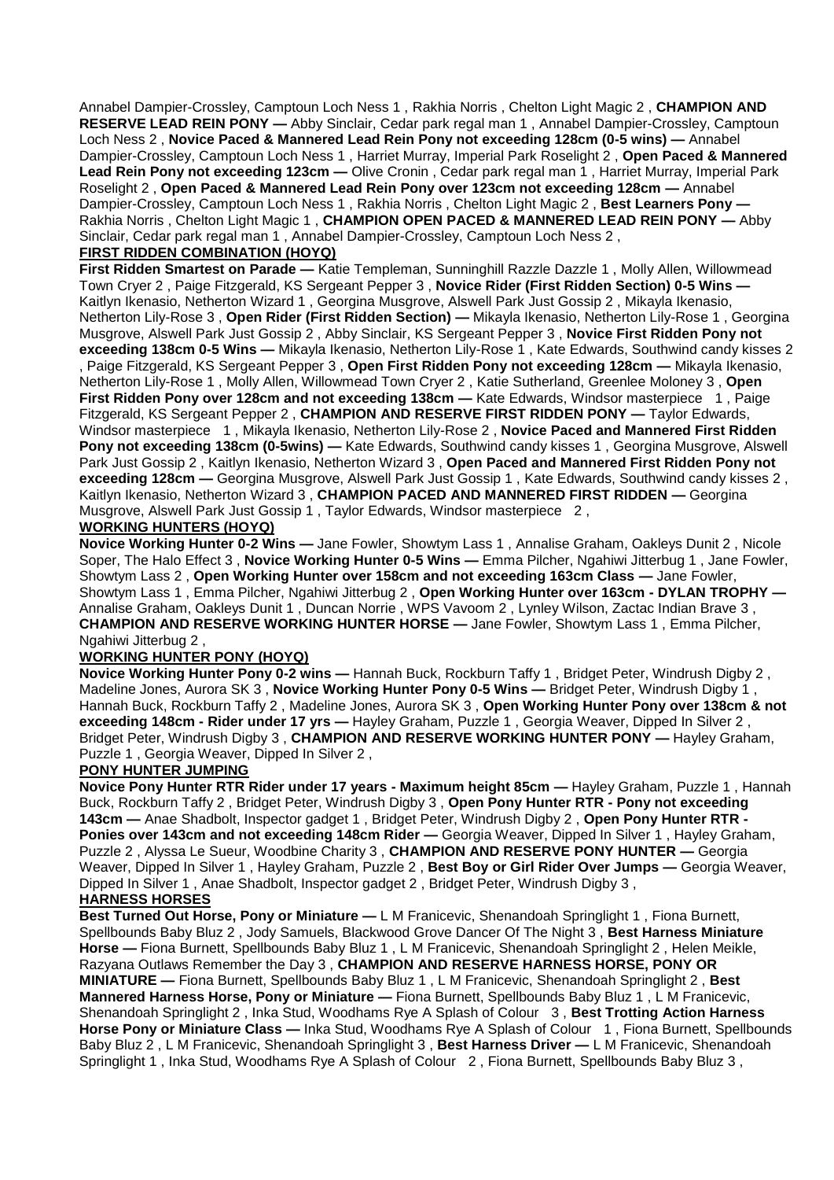Annabel Dampier-Crossley, Camptoun Loch Ness 1 , Rakhia Norris , Chelton Light Magic 2 , **CHAMPION AND RESERVE LEAD REIN PONY —** Abby Sinclair, Cedar park regal man 1 , Annabel Dampier-Crossley, Camptoun Loch Ness 2 , **Novice Paced & Mannered Lead Rein Pony not exceeding 128cm (0-5 wins) —** Annabel Dampier-Crossley, Camptoun Loch Ness 1 , Harriet Murray, Imperial Park Roselight 2 , **Open Paced & Mannered Lead Rein Pony not exceeding 123cm —** Olive Cronin , Cedar park regal man 1 , Harriet Murray, Imperial Park Roselight 2 , **Open Paced & Mannered Lead Rein Pony over 123cm not exceeding 128cm —** Annabel Dampier-Crossley, Camptoun Loch Ness 1 , Rakhia Norris , Chelton Light Magic 2 , **Best Learners Pony —** Rakhia Norris , Chelton Light Magic 1 , **CHAMPION OPEN PACED & MANNERED LEAD REIN PONY —** Abby Sinclair, Cedar park regal man 1 , Annabel Dampier-Crossley, Camptoun Loch Ness 2 ,

**FIRST RIDDEN COMBINATION (HOYQ)**

**First Ridden Smartest on Parade —** Katie Templeman, Sunninghill Razzle Dazzle 1 , Molly Allen, Willowmead Town Cryer 2 , Paige Fitzgerald, KS Sergeant Pepper 3 , **Novice Rider (First Ridden Section) 0-5 Wins —** Kaitlyn Ikenasio, Netherton Wizard 1 , Georgina Musgrove, Alswell Park Just Gossip 2 , Mikayla Ikenasio, Netherton Lily-Rose 3 , **Open Rider (First Ridden Section) —** Mikayla Ikenasio, Netherton Lily-Rose 1 , Georgina Musgrove, Alswell Park Just Gossip 2 , Abby Sinclair, KS Sergeant Pepper 3 , **Novice First Ridden Pony not exceeding 138cm 0-5 Wins —** Mikayla Ikenasio, Netherton Lily-Rose 1 , Kate Edwards, Southwind candy kisses 2 , Paige Fitzgerald, KS Sergeant Pepper 3 , **Open First Ridden Pony not exceeding 128cm —** Mikayla Ikenasio, Netherton Lily-Rose 1 , Molly Allen, Willowmead Town Cryer 2 , Katie Sutherland, Greenlee Moloney 3 , **Open First Ridden Pony over 128cm and not exceeding 138cm —** Kate Edwards, Windsor masterpiece 1 , Paige Fitzgerald, KS Sergeant Pepper 2 , **CHAMPION AND RESERVE FIRST RIDDEN PONY —** Taylor Edwards, Windsor masterpiece 1 , Mikayla Ikenasio, Netherton Lily-Rose 2 , **Novice Paced and Mannered First Ridden Pony not exceeding 138cm (0-5wins) —** Kate Edwards, Southwind candy kisses 1 , Georgina Musgrove, Alswell Park Just Gossip 2 , Kaitlyn Ikenasio, Netherton Wizard 3 , **Open Paced and Mannered First Ridden Pony not exceeding 128cm —** Georgina Musgrove, Alswell Park Just Gossip 1 , Kate Edwards, Southwind candy kisses 2 , Kaitlyn Ikenasio, Netherton Wizard 3 , **CHAMPION PACED AND MANNERED FIRST RIDDEN —** Georgina Musgrove, Alswell Park Just Gossip 1 , Taylor Edwards, Windsor masterpiece 2 ,

**WORKING HUNTERS (HOYQ)**

**Novice Working Hunter 0-2 Wins —** Jane Fowler, Showtym Lass 1 , Annalise Graham, Oakleys Dunit 2 , Nicole Soper, The Halo Effect 3 , **Novice Working Hunter 0-5 Wins —** Emma Pilcher, Ngahiwi Jitterbug 1 , Jane Fowler, Showtym Lass 2 , **Open Working Hunter over 158cm and not exceeding 163cm Class —** Jane Fowler, Showtym Lass 1 , Emma Pilcher, Ngahiwi Jitterbug 2 , **Open Working Hunter over 163cm - DYLAN TROPHY —** Annalise Graham, Oakleys Dunit 1 , Duncan Norrie , WPS Vavoom 2 , Lynley Wilson, Zactac Indian Brave 3 , **CHAMPION AND RESERVE WORKING HUNTER HORSE —** Jane Fowler, Showtym Lass 1 , Emma Pilcher, Ngahiwi Jitterbug 2 ,

**WORKING HUNTER PONY (HOYQ)**

**Novice Working Hunter Pony 0-2 wins —** Hannah Buck, Rockburn Taffy 1 , Bridget Peter, Windrush Digby 2 , Madeline Jones, Aurora SK 3 , **Novice Working Hunter Pony 0-5 Wins —** Bridget Peter, Windrush Digby 1 , Hannah Buck, Rockburn Taffy 2 , Madeline Jones, Aurora SK 3 , **Open Working Hunter Pony over 138cm & not exceeding 148cm - Rider under 17 yrs —** Hayley Graham, Puzzle 1 , Georgia Weaver, Dipped In Silver 2 , Bridget Peter, Windrush Digby 3 , **CHAMPION AND RESERVE WORKING HUNTER PONY —** Hayley Graham, Puzzle 1 , Georgia Weaver, Dipped In Silver 2 ,

**PONY HUNTER JUMPING**

**Novice Pony Hunter RTR Rider under 17 years - Maximum height 85cm —** Hayley Graham, Puzzle 1 , Hannah Buck, Rockburn Taffy 2 , Bridget Peter, Windrush Digby 3 , **Open Pony Hunter RTR - Pony not exceeding 143cm —** Anae Shadbolt, Inspector gadget 1 , Bridget Peter, Windrush Digby 2 , **Open Pony Hunter RTR - Ponies over 143cm and not exceeding 148cm Rider —** Georgia Weaver, Dipped In Silver 1 , Hayley Graham, Puzzle 2 , Alyssa Le Sueur, Woodbine Charity 3 , **CHAMPION AND RESERVE PONY HUNTER —** Georgia Weaver, Dipped In Silver 1 , Hayley Graham, Puzzle 2 , **Best Boy or Girl Rider Over Jumps —** Georgia Weaver, Dipped In Silver 1 , Anae Shadbolt, Inspector gadget 2 , Bridget Peter, Windrush Digby 3 ,

**HARNESS HORSES**

**Best Turned Out Horse, Pony or Miniature —** L M Francicevic, Shenandoah Springlight 1 , Fiona Burnett, Spellbounds Baby Bluz 2 , Jody Samuels, Blackwood Grove Dancer Of The Night 3 , **Best Harness Miniature Horse —** Fiona Burnett, Spellbounds Baby Bluz 1 , L M Francicevic, Shenandoah Springlight 2 , Helen Meikle, Razyana Outlaws Remember the Day 3 , **CHAMPION AND RESERVE HARNESS HORSE, PONY OR MINIATURE —** Fiona Burnett, Spellbounds Baby Bluz 1 , L M Francicevic, Shenandoah Springlight 2 , **Best Mannered Harness Horse, Pony or Miniature —** Fiona Burnett, Spellbounds Baby Bluz 1 , L M Francicevic, Shenandoah Springlight 2 , Inka Stud, Woodhams Rye A Splash of Colour 3 , **Best Trotting Action Harness Horse Pony or Miniature Class —** Inka Stud, Woodhams Rye A Splash of Colour 1 , Fiona Burnett, Spellbounds Baby Bluz 2 , L M Francicevic, Shenandoah Springlight 3 , **Best Harness Driver —** L M Francicevic, Shenandoah Springlight 1 , Inka Stud, Woodhams Rye A Splash of Colour 2 , Fiona Burnett, Spellbounds Baby Bluz 3 ,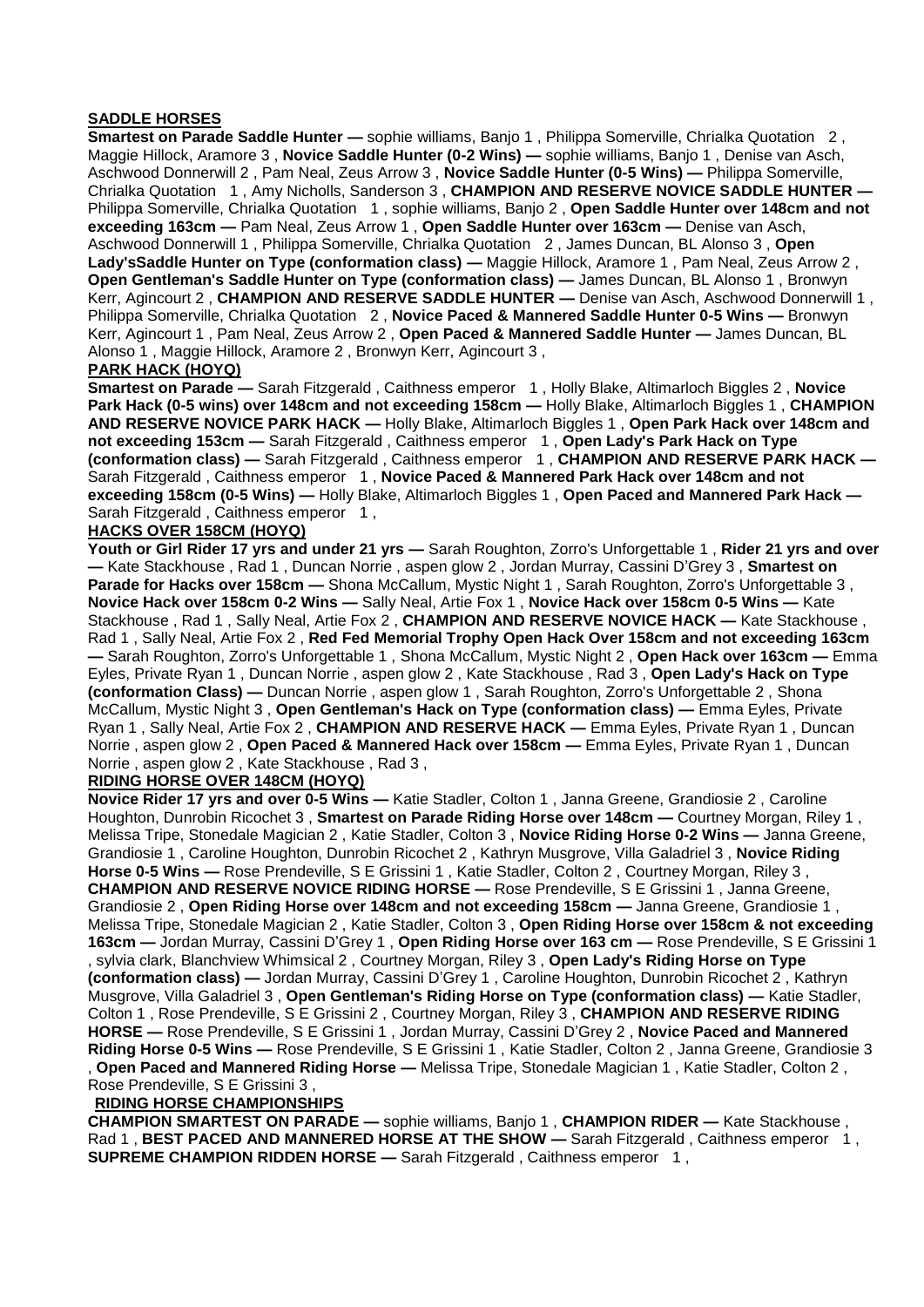## SADDLE HORSES

**Smartest on Parade Saddle Hunter —** sophie williams, Banjo 1 , Philippa Somerville, Chrialka Quotation 2 , Maggie Hillock, Aramore 3 , **Novice Saddle Hunter (0-2 Wins) —** sophie williams, Banjo 1 , Denise van Asch, Aschwood Donnerwill 2 , Pam Neal, Zeus Arrow 3 , **Novice Saddle Hunter (0-5 Wins) —** Philippa Somerville, Chrialka Quotation 1 , Amy Nicholls, Sanderson 3 , **CHAMPION AND RESERVE NOVICE SADDLE HUNTER —** Philippa Somerville, Chrialka Quotation 1 , sophie williams, Banjo 2 , **Open Saddle Hunter over 148cm and not exceeding 163cm —** Pam Neal, Zeus Arrow 1 , **Open Saddle Hunter over 163cm —** Denise van Asch, Aschwood Donnerwill 1 , Philippa Somerville, Chrialka Quotation 2 , James Duncan, BL Alonso 3 , **Open Lady'sSaddle Hunter on Type (conformation class) —** Maggie Hillock, Aramore 1 , Pam Neal, Zeus Arrow 2 , **Open Gentleman's Saddle Hunter on Type (conformation class) —** James Duncan, BL Alonso 1 , Bronwyn Kerr, Agincourt 2 , **CHAMPION AND RESERVE SADDLE HUNTER —** Denise van Asch, Aschwood Donnerwill 1 , Philippa Somerville, Chrialka Quotation 2 , **Novice Paced & Mannered Saddle Hunter 0-5 Wins —** Bronwyn Kerr, Agincourt 1 , Pam Neal, Zeus Arrow 2 , **Open Paced & Mannered Saddle Hunter —** James Duncan, BL Alonso 1 , Maggie Hillock, Aramore 2 , Bronwyn Kerr, Agincourt 3 ,

## PARK HACK (HOYQ)

**Smartest on Parade —** Sarah Fitzgerald , Caithness emperor 1 , Holly Blake, Altimarloch Biggles 2 , **Novice Park Hack (0-5 wins) over 148cm and not exceeding 158cm —** Holly Blake, Altimarloch Biggles 1 , **CHAMPION AND RESERVE NOVICE PARK HACK —** Holly Blake, Altimarloch Biggles 1 , **Open Park Hack over 148cm and not exceeding 153cm —** Sarah Fitzgerald , Caithness emperor 1 , **Open Lady's Park Hack on Type (conformation class) —** Sarah Fitzgerald , Caithness emperor 1 , **CHAMPION AND RESERVE PARK HACK —** Sarah Fitzgerald , Caithness emperor 1 , **Novice Paced & Mannered Park Hack over 148cm and not exceeding 158cm (0-5 Wins) —** Holly Blake, Altimarloch Biggles 1 , **Open Paced and Mannered Park Hack —** Sarah Fitzgerald , Caithness emperor 1 ,

## HACKS OVER 158CM (HOYQ)

**Youth or Girl Rider 17 yrs and under 21 yrs —** Sarah Roughton, Zorro's Unforgettable 1 , **Rider 21 yrs and over —** Kate Stackhouse , Rad 1 , Duncan Norrie , aspen glow 2 , Jordan Murray, Cassini D'Grey 3 , **Smartest on Parade for Hacks over 158cm —** Shona McCallum, Mystic Night 1 , Sarah Roughton, Zorro's Unforgettable 3 , **Novice Hack over 158cm 0-2 Wins —** Sally Neal, Artie Fox 1 , **Novice Hack over 158cm 0-5 Wins —** Kate Stackhouse , Rad 1 , Sally Neal, Artie Fox 2 , **CHAMPION AND RESERVE NOVICE HACK —** Kate Stackhouse , Rad 1 , Sally Neal, Artie Fox 2 , **Red Fed Memorial Trophy Open Hack Over 158cm and not exceeding 163cm —** Sarah Roughton, Zorro's Unforgettable 1 , Shona McCallum, Mystic Night 2 , **Open Hack over 163cm —** Emma Eyles, Private Ryan 1 , Duncan Norrie , aspen glow 2 , Kate Stackhouse , Rad 3 , **Open Lady's Hack on Type (conformation Class) —** Duncan Norrie , aspen glow 1 , Sarah Roughton, Zorro's Unforgettable 2 , Shona McCallum, Mystic Night 3 , **Open Gentleman's Hack on Type (conformation class) —** Emma Eyles, Private Ryan 1 , Sally Neal, Artie Fox 2 , **CHAMPION AND RESERVE HACK —** Emma Eyles, Private Ryan 1 , Duncan Norrie , aspen glow 2 , **Open Paced & Mannered Hack over 158cm —** Emma Eyles, Private Ryan 1 , Duncan Norrie , aspen glow 2 , Kate Stackhouse , Rad 3 ,

## RIDING HORSE OVER 148CM (HOYQ)

**Novice Rider 17 yrs and over 0-5 Wins —** Katie Stadler, Colton 1 , Janna Greene, Grandiosie 2 , Caroline Houghton, Dunrobin Ricochet 3 , **Smartest on Parade Riding Horse over 148cm —** Courtney Morgan, Riley 1 , Melissa Tripe, Stonedale Magician 2 , Katie Stadler, Colton 3 , **Novice Riding Horse 0-2 Wins —** Janna Greene, Grandiosie 1 , Caroline Houghton, Dunrobin Ricochet 2 , Kathryn Musgrove, Villa Galadriel 3 , **Novice Riding Horse 0-5 Wins —** Rose Prendeville, S E Grissini 1 , Katie Stadler, Colton 2 , Courtney Morgan, Riley 3 , **CHAMPION AND RESERVE NOVICE RIDING HORSE —** Rose Prendeville, S E Grissini 1 , Janna Greene, Grandiosie 2 , **Open Riding Horse over 148cm and not exceeding 158cm —** Janna Greene, Grandiosie 1 , Melissa Tripe, Stonedale Magician 2 , Katie Stadler, Colton 3 , **Open Riding Horse over 158cm & not exceeding 163cm —** Jordan Murray, Cassini D'Grey 1 , **Open Riding Horse over 163 cm —** Rose Prendeville, S E Grissini 1 , sylvia clark, Blanchview Whimsical 2 , Courtney Morgan, Riley 3 , **Open Lady's Riding Horse on Type (conformation class) —** Jordan Murray, Cassini D'Grey 1 , Caroline Houghton, Dunrobin Ricochet 2 , Kathryn Musgrove, Villa Galadriel 3 , **Open Gentleman's Riding Horse on Type (conformation class) —** Katie Stadler, Colton 1 , Rose Prendeville, S E Grissini 2 , Courtney Morgan, Riley 3 , **CHAMPION AND RESERVE RIDING HORSE —** Rose Prendeville, S E Grissini 1 , Jordan Murray, Cassini D'Grey 2 , **Novice Paced and Mannered Riding Horse 0-5 Wins —** Rose Prendeville, S E Grissini 1 , Katie Stadler, Colton 2 , Janna Greene, Grandiosie 3 , **Open Paced and Mannered Riding Horse —** Melissa Tripe, Stonedale Magician 1 , Katie Stadler, Colton 2 , Rose Prendeville, S E Grissini 3 ,

## RIDING HORSE CHAMPIONSHIPS

**CHAMPION SMARTEST ON PARADE —** sophie williams, Banjo 1 , **CHAMPION RIDER —** Kate Stackhouse , Rad 1 , **BEST PACED AND MANNERED HORSE AT THE SHOW —** Sarah Fitzgerald , Caithness emperor 1 , **SUPREME CHAMPION RIDDEN HORSE —** Sarah Fitzgerald , Caithness emperor 1 ,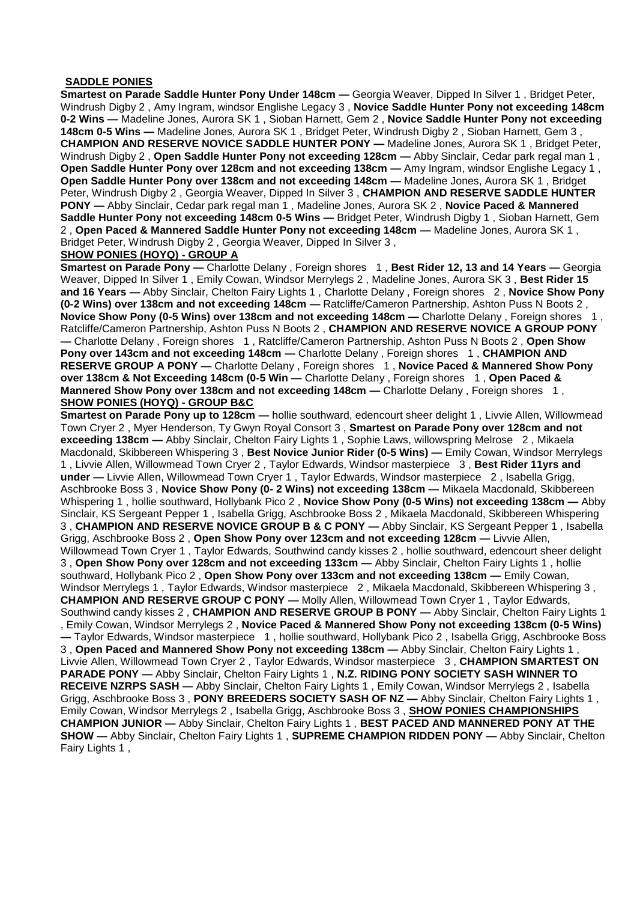**SADDLE PONIES**

**Smartest on Parade Saddle Hunter Pony Under 148cm —** Georgia Weaver, Dipped In Silver 1 , Bridget Peter, Windrush Digby 2 , Amy Ingram, windsor Englishe Legacy 3 , **Novice Saddle Hunter Pony not exceeding 148cm 0-2 Wins —** Madeline Jones, Aurora SK 1 , Sioban Harnett, Gem 2 , **Novice Saddle Hunter Pony not exceeding 148cm 0-5 Wins —** Madeline Jones, Aurora SK 1 , Bridget Peter, Windrush Digby 2 , Sioban Harnett, Gem 3 , **CHAMPION AND RESERVE NOVICE SADDLE HUNTER PONY —** Madeline Jones, Aurora SK 1 , Bridget Peter, Windrush Digby 2 , **Open Saddle Hunter Pony not exceeding 128cm —** Abby Sinclair, Cedar park regal man 1 , **Open Saddle Hunter Pony over 128cm and not exceeding 138cm —** Amy Ingram, windsor Englishe Legacy 1 , **Open Saddle Hunter Pony over 138cm and not exceeding 148cm —** Madeline Jones, Aurora SK 1 , Bridget Peter, Windrush Digby 2 , Georgia Weaver, Dipped In Silver 3 , **CHAMPION AND RESERVE SADDLE HUNTER PONY —** Abby Sinclair, Cedar park regal man 1 , Madeline Jones, Aurora SK 2 , **Novice Paced & Mannered Saddle Hunter Pony not exceeding 148cm 0-5 Wins —** Bridget Peter, Windrush Digby 1 , Sioban Harnett, Gem 2 , **Open Paced & Mannered Saddle Hunter Pony not exceeding 148cm —** Madeline Jones, Aurora SK 1 , Bridget Peter, Windrush Digby 2 , Georgia Weaver, Dipped In Silver 3 ,

**SHOW PONIES (HOYQ) - GROUP A**

**Smartest on Parade Pony —** Charlotte Delany , Foreign shores 1 , **Best Rider 12, 13 and 14 Years —** Georgia Weaver, Dipped In Silver 1 , Emily Cowan, Windsor Merrylegs 2 , Madeline Jones, Aurora SK 3 , **Best Rider 15 and 16 Years —** Abby Sinclair, Chelton Fairy Lights 1 , Charlotte Delany , Foreign shores 2 , **Novice Show Pony (0-2 Wins) over 138cm and not exceeding 148cm —** Ratcliffe/Cameron Partnership, Ashton Puss N Boots 2 , **Novice Show Pony (0-5 Wins) over 138cm and not exceeding 148cm —** Charlotte Delany , Foreign shores 1 , Ratcliffe/Cameron Partnership, Ashton Puss N Boots 2 , **CHAMPION AND RESERVE NOVICE A GROUP PONY —** Charlotte Delany , Foreign shores 1 , Ratcliffe/Cameron Partnership, Ashton Puss N Boots 2 , **Open Show Pony over 143cm and not exceeding 148cm —** Charlotte Delany , Foreign shores 1 , **CHAMPION AND RESERVE GROUP A PONY —** Charlotte Delany , Foreign shores 1 , **Novice Paced & Mannered Show Pony over 138cm & Not Exceeding 148cm (0-5 Win —** Charlotte Delany , Foreign shores 1 , **Open Paced & Mannered Show Pony over 138cm and not exceeding 148cm —** Charlotte Delany , Foreign shores 1 ,

**SHOW PONIES (HOYQ) - GROUP B&C**

**Smartest on Parade Pony up to 128cm —** hollie southward, edencourt sheer delight 1 , Livvie Allen, Willowmead Town Cryer 2 , Myer Henderson, Ty Gwyn Royal Consort 3 , **Smartest on Parade Pony over 128cm and not exceeding 138cm —** Abby Sinclair, Chelton Fairy Lights 1 , Sophie Laws, willowspring Melrose 2 , Mikaela Macdonald, Skibbereen Whispering 3 , **Best Novice Junior Rider (0-5 Wins) —** Emily Cowan, Windsor Merrylegs 1 , Livvie Allen, Willowmead Town Cryer 2 , Taylor Edwards, Windsor masterpiece 3 , **Best Rider 11yrs and under —** Livvie Allen, Willowmead Town Cryer 1 , Taylor Edwards, Windsor masterpiece 2 , Isabella Grigg, Aschbrooke Boss 3 , **Novice Show Pony (0- 2 Wins) not exceeding 138cm —** Mikaela Macdonald, Skibbereen Whispering 1 , hollie southward, Hollybank Pico 2 , **Novice Show Pony (0-5 Wins) not exceeding 138cm —** Abby Sinclair, KS Sergeant Pepper 1 , Isabella Grigg, Aschbrooke Boss 2 , Mikaela Macdonald, Skibbereen Whispering 3 , **CHAMPION AND RESERVE NOVICE GROUP B & C PONY —** Abby Sinclair, KS Sergeant Pepper 1 , Isabella Grigg, Aschbrooke Boss 2 , **Open Show Pony over 123cm and not exceeding 128cm —** Livvie Allen, Willowmead Town Cryer 1 , Taylor Edwards, Southwind candy kisses 2 , hollie southward, edencourt sheer delight 3 , **Open Show Pony over 128cm and not exceeding 133cm —** Abby Sinclair, Chelton Fairy Lights 1 , hollie southward, Hollybank Pico 2 , **Open Show Pony over 133cm and not exceeding 138cm —** Emily Cowan, Windsor Merrylegs 1 , Taylor Edwards, Windsor masterpiece 2 , Mikaela Macdonald, Skibbereen Whispering 3 , **CHAMPION AND RESERVE GROUP C PONY —** Molly Allen, Willowmead Town Cryer 1 , Taylor Edwards, Southwind candy kisses 2 , **CHAMPION AND RESERVE GROUP B PONY —** Abby Sinclair, Chelton Fairy Lights 1 , Emily Cowan, Windsor Merrylegs 2 , **Novice Paced & Mannered Show Pony not exceeding 138cm (0-5 Wins) —** Taylor Edwards, Windsor masterpiece 1 , hollie southward, Hollybank Pico 2 , Isabella Grigg, Aschbrooke Boss 3 , **Open Paced and Mannered Show Pony not exceeding 138cm —** Abby Sinclair, Chelton Fairy Lights 1 , Livvie Allen, Willowmead Town Cryer 2 , Taylor Edwards, Windsor masterpiece 3 , **CHAMPION SMARTEST ON PARADE PONY —** Abby Sinclair, Chelton Fairy Lights 1 , **N.Z. RIDING PONY SOCIETY SASH WINNER TO RECEIVE NZRPS SASH —** Abby Sinclair, Chelton Fairy Lights 1 , Emily Cowan, Windsor Merrylegs 2 , Isabella Grigg, Aschbrooke Boss 3 , **PONY BREEDERS SOCIETY SASH OF NZ —** Abby Sinclair, Chelton Fairy Lights 1 , Emily Cowan, Windsor Merrylegs 2 , Isabella Grigg, Aschbrooke Boss 3 , **SHOW PONIES CHAMPIONSHIPS CHAMPION JUNIOR —** Abby Sinclair, Chelton Fairy Lights 1 , **BEST PACED AND MANNERED PONY AT THE SHOW —** Abby Sinclair, Chelton Fairy Lights 1 , **SUPREME CHAMPION RIDDEN PONY —** Abby Sinclair, Chelton Fairy Lights 1 ,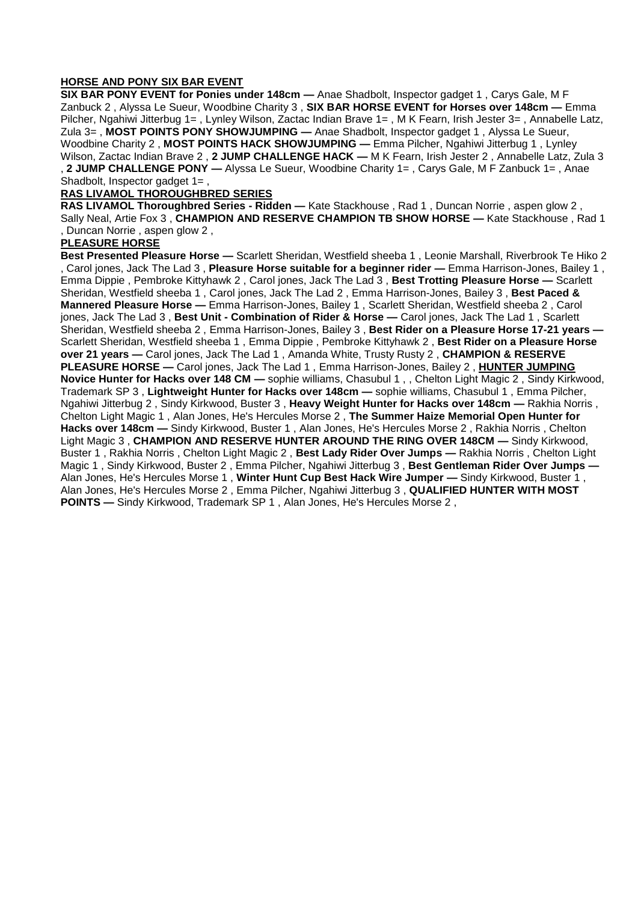**HORSE AND PONY SIX BAR EVENT**

**SIX BAR PONY EVENT for Ponies under 148cm —** Anae Shadbolt, Inspector gadget 1 , Carys Gale, M F Zanbuck 2 , Alyssa Le Sueur, Woodbine Charity 3 , **SIX BAR HORSE EVENT for Horses over 148cm —** Emma Pilcher, Ngahiwi Jitterbug 1= , Lynley Wilson, Zactac Indian Brave 1= , M K Fearn, Irish Jester 3= , Annabelle Latz, Zula 3= , **MOST POINTS PONY SHOWJUMPING —** Anae Shadbolt, Inspector gadget 1 , Alyssa Le Sueur, Woodbine Charity 2 , **MOST POINTS HACK SHOWJUMPING —** Emma Pilcher, Ngahiwi Jitterbug 1 , Lynley Wilson, Zactac Indian Brave 2 , **2 JUMP CHALLENGE HACK —** M K Fearn, Irish Jester 2 , Annabelle Latz, Zula 3 , **2 JUMP CHALLENGE PONY —** Alyssa Le Sueur, Woodbine Charity 1= , Carys Gale, M F Zanbuck 1= , Anae Shadbolt, Inspector gadget 1= ,

**RAS LIVAMOL THOROUGHBRED SERIES**

**RAS LIVAMOL Thoroughbred Series - Ridden —** Kate Stackhouse , Rad 1 , Duncan Norrie , aspen glow 2 , Sally Neal, Artie Fox 3 , **CHAMPION AND RESERVE CHAMPION TB SHOW HORSE —** Kate Stackhouse , Rad 1 , Duncan Norrie , aspen glow 2 ,

**PLEASURE HORSE**

**Best Presented Pleasure Horse —** Scarlett Sheridan, Westfield sheeba 1 , Leonie Marshall, Riverbrook Te Hiko 2 , Carol jones, Jack The Lad 3 , **Pleasure Horse suitable for a beginner rider —** Emma Harrison-Jones, Bailey 1 , Emma Dippie , Pembroke Kittyhawk 2 , Carol jones, Jack The Lad 3 , **Best Trotting Pleasure Horse —** Scarlett Sheridan, Westfield sheeba 1 , Carol jones, Jack The Lad 2 , Emma Harrison-Jones, Bailey 3 , **Best Paced & Mannered Pleasure Horse —** Emma Harrison-Jones, Bailey 1 , Scarlett Sheridan, Westfield sheeba 2 , Carol jones, Jack The Lad 3 , **Best Unit - Combination of Rider & Horse —** Carol jones, Jack The Lad 1 , Scarlett Sheridan, Westfield sheeba 2 , Emma Harrison-Jones, Bailey 3 , **Best Rider on a Pleasure Horse 17-21 years —** Scarlett Sheridan, Westfield sheeba 1 , Emma Dippie , Pembroke Kittyhawk 2 , **Best Rider on a Pleasure Horse over 21 years —** Carol jones, Jack The Lad 1 , Amanda White, Trusty Rusty 2 , **CHAMPION & RESERVE PLEASURE HORSE —** Carol jones, Jack The Lad 1 , Emma Harrison-Jones, Bailey 2 , **HUNTER JUMPING**

**Novice Hunter for Hacks over 148 CM —** sophie williams, Chasubul 1 , , Chelton Light Magic 2 , Sindy Kirkwood, Trademark SP 3 , **Lightweight Hunter for Hacks over 148cm —** sophie williams, Chasubul 1 , Emma Pilcher, Ngahiwi Jitterbug 2 , Sindy Kirkwood, Buster 3 , **Heavy Weight Hunter for Hacks over 148cm —** Rakhia Norris , Chelton Light Magic 1 , Alan Jones, He's Hercules Morse 2 , **The Summer Haize Memorial Open Hunter for Hacks over 148cm —** Sindy Kirkwood, Buster 1 , Alan Jones, He's Hercules Morse 2 , Rakhia Norris , Chelton Light Magic 3 , **CHAMPION AND RESERVE HUNTER AROUND THE RING OVER 148CM —** Sindy Kirkwood, Buster 1 , Rakhia Norris , Chelton Light Magic 2 , **Best Lady Rider Over Jumps —** Rakhia Norris , Chelton Light Magic 1 , Sindy Kirkwood, Buster 2 , Emma Pilcher, Ngahiwi Jitterbug 3 , **Best Gentleman Rider Over Jumps —** Alan Jones, He's Hercules Morse 1 , **Winter Hunt Cup Best Hack Wire Jumper —** Sindy Kirkwood, Buster 1 , Alan Jones, He's Hercules Morse 2 , Emma Pilcher, Ngahiwi Jitterbug 3 , **QUALIFIED HUNTER WITH MOST POINTS —** Sindy Kirkwood, Trademark SP 1 , Alan Jones, He's Hercules Morse 2 ,